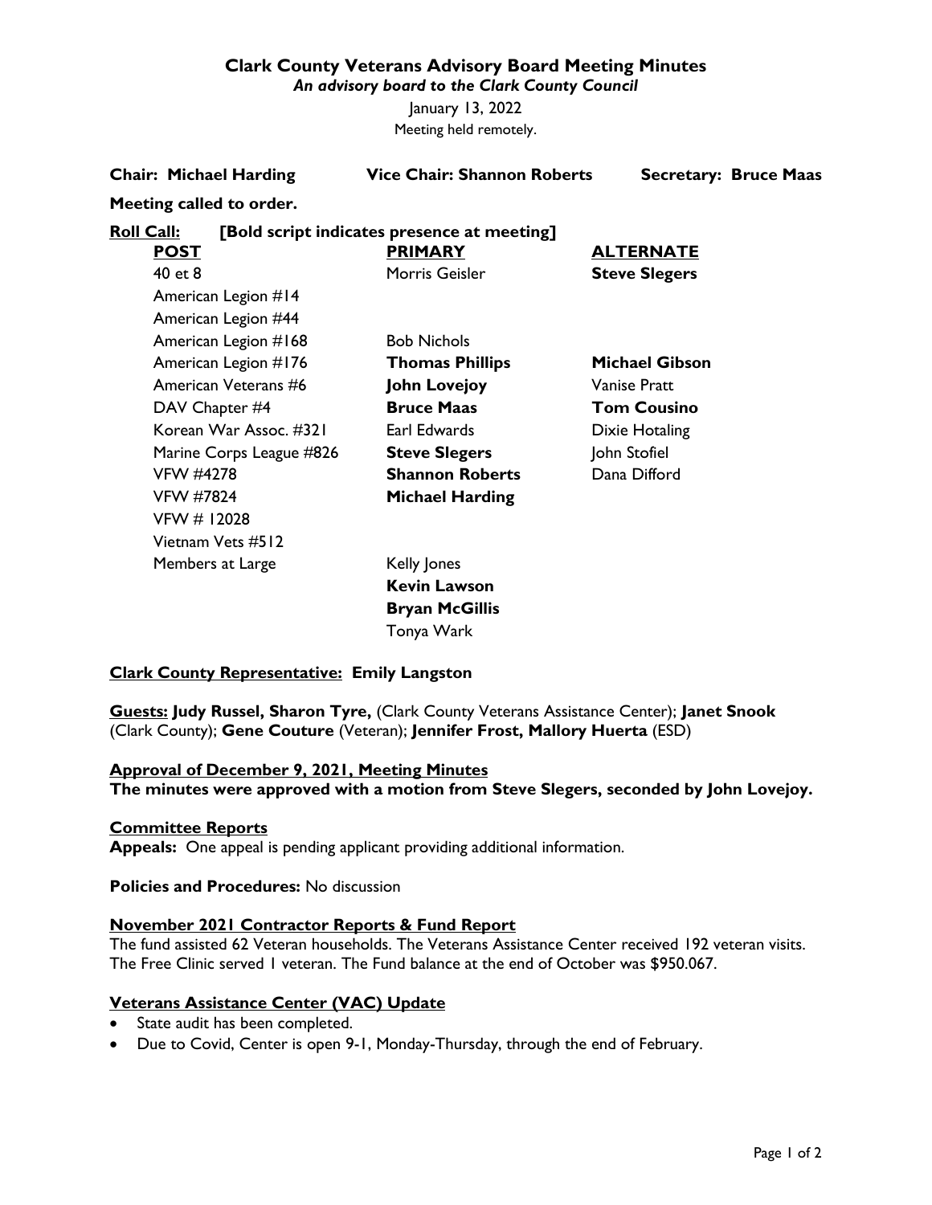# Clark County Veterans Advisory Board Meeting Minutes

*An advisory board to the Clark County Council*

January 13, 2022

Meeting held remotely.

**Chair: Michael Harding** **Vice Chair: Shannon Roberts** **Secretary: Bruce Maas**

**Meeting called to order.**

**Roll Call:** **[Bold script indicates presence at meeting]**

| POST | PRIMARY | ALTERNATE |
|---|---|---|
| 40 et 8 | Morris Geisler | **Steve Slegers** |
| American Legion #14 | | |
| American Legion #44 | | |
| American Legion #168 | Bob Nichols | |
| American Legion #176 | **Thomas Phillips** | **Michael Gibson** |
| American Veterans #6 | **John Lovejoy** | Vanise Pratt |
| DAV Chapter #4 | **Bruce Maas** | **Tom Cousino** |
| Korean War Assoc. #321 | Earl Edwards | Dixie Hotaling |
| Marine Corps League #826 | **Steve Slegers** | John Stofiel |
| VFW #4278 | **Shannon Roberts** | Dana Difford |
| VFW #7824 | **Michael Harding** | |
| VFW # 12028 | | |
| Vietnam Vets #512 | | |
| Members at Large | Kelly Jones | |
| | **Kevin Lawson** | |
| | **Bryan McGillis** | |
| | Tonya Wark | |

**Clark County Representative: Emily Langston**

**Guests:** **Judy Russel, Sharon Tyre,** (Clark County Veterans Assistance Center); **Janet Snook** (Clark County); **Gene Couture** (Veteran); **Jennifer Frost, Mallory Huerta** (ESD)

## Approval of December 9, 2021, Meeting Minutes

**The minutes were approved with a motion from Steve Slegers, seconded by John Lovejoy.**

## Committee Reports

**Appeals:** One appeal is pending applicant providing additional information.

**Policies and Procedures:** No discussion

## November 2021 Contractor Reports & Fund Report

The fund assisted 62 Veteran households. The Veterans Assistance Center received 192 veteran visits. The Free Clinic served 1 veteran. The Fund balance at the end of October was $950.067.

## Veterans Assistance Center (VAC) Update

- State audit has been completed.
- Due to Covid, Center is open 9-1, Monday-Thursday, through the end of February.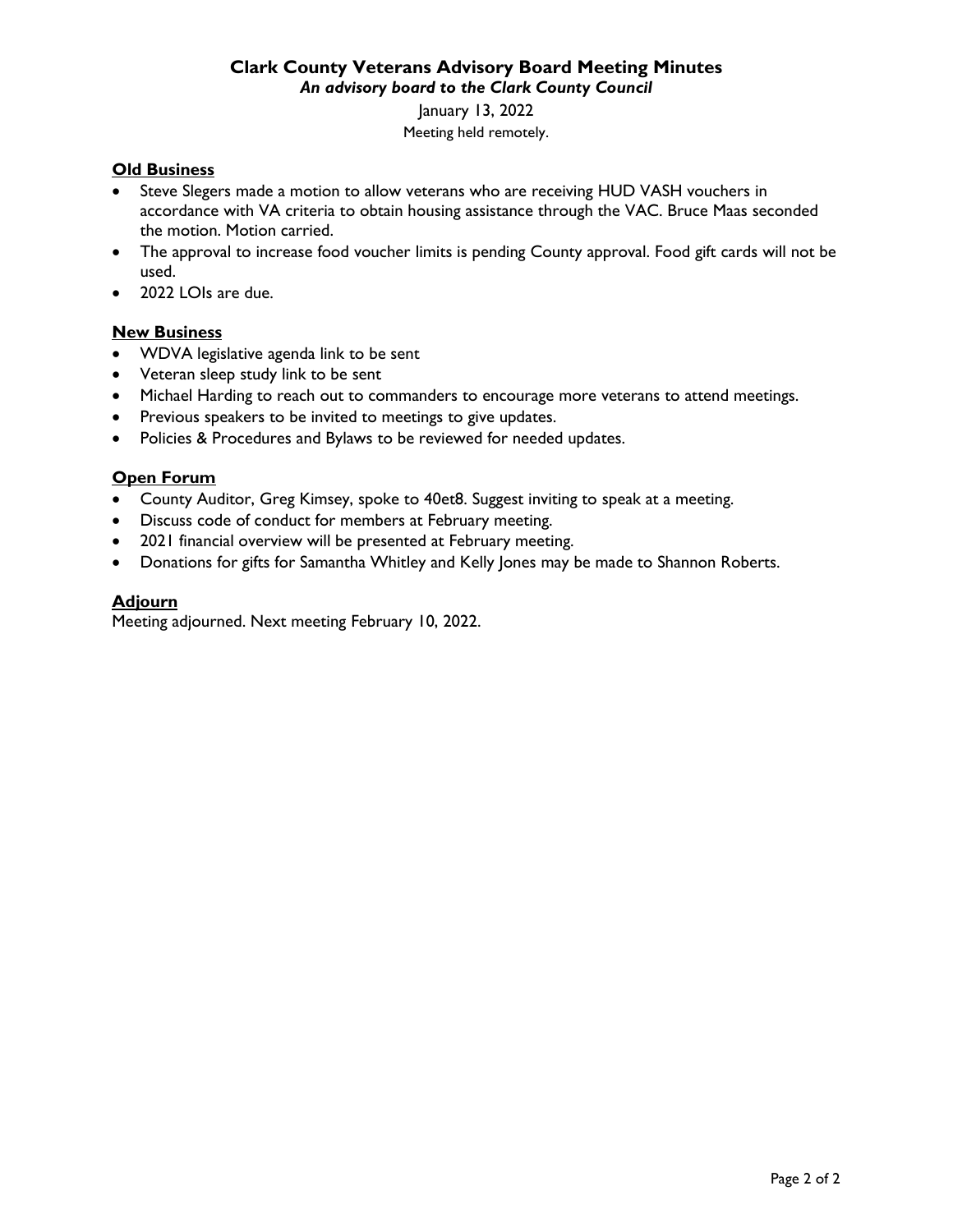# Clark County Veterans Advisory Board Meeting Minutes

***An advisory board to the Clark County Council***

January 13, 2022

Meeting held remotely.

## Old Business

- Steve Slegers made a motion to allow veterans who are receiving HUD VASH vouchers in accordance with VA criteria to obtain housing assistance through the VAC. Bruce Maas seconded the motion. Motion carried.
- The approval to increase food voucher limits is pending County approval. Food gift cards will not be used.
- 2022 LOIs are due.

## New Business

- WDVA legislative agenda link to be sent
- Veteran sleep study link to be sent
- Michael Harding to reach out to commanders to encourage more veterans to attend meetings.
- Previous speakers to be invited to meetings to give updates.
- Policies & Procedures and Bylaws to be reviewed for needed updates.

## Open Forum

- County Auditor, Greg Kimsey, spoke to 40et8. Suggest inviting to speak at a meeting.
- Discuss code of conduct for members at February meeting.
- 2021 financial overview will be presented at February meeting.
- Donations for gifts for Samantha Whitley and Kelly Jones may be made to Shannon Roberts.

## Adjourn

Meeting adjourned. Next meeting February 10, 2022.